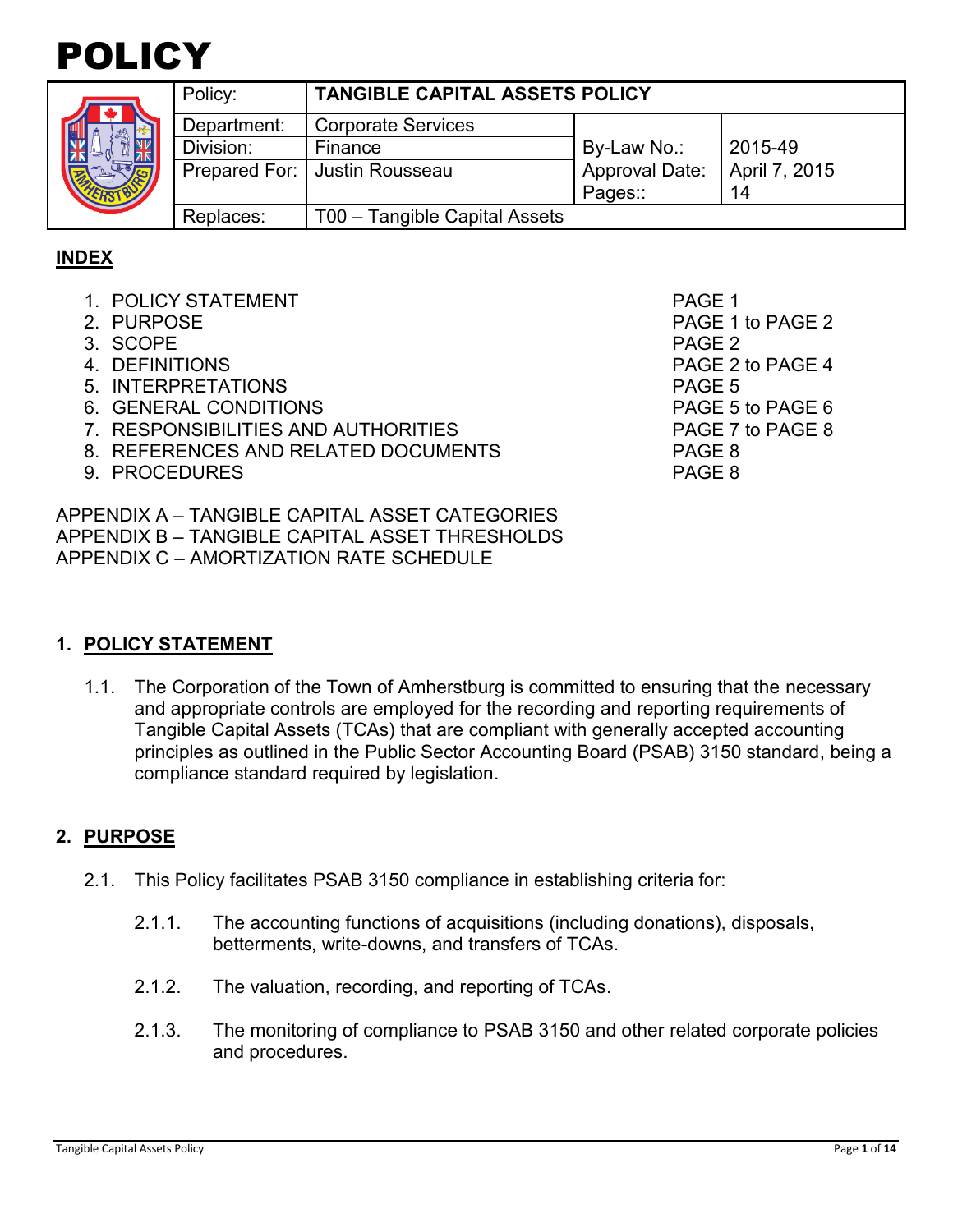# POLICY

| Policy: | TANGIBLE CAPITAL ASSETS POLICY | | |
|---|---|---|---|
| Department: | Corporate Services | | |
| Division: | Finance | By-Law No.: | 2015-49 |
| Prepared For: | Justin Rousseau | Approval Date: | April 7, 2015 |
| | | Pages:: | 14 |
| Replaces: | T00 – Tangible Capital Assets | | |

## INDEX

1. POLICY STATEMENT — PAGE 1
2. PURPOSE — PAGE 1 to PAGE 2
3. SCOPE — PAGE 2
4. DEFINITIONS — PAGE 2 to PAGE 4
5. INTERPRETATIONS — PAGE 5
6. GENERAL CONDITIONS — PAGE 5 to PAGE 6
7. RESPONSIBILITIES AND AUTHORITIES — PAGE 7 to PAGE 8
8. REFERENCES AND RELATED DOCUMENTS — PAGE 8
9. PROCEDURES — PAGE 8

APPENDIX A – TANGIBLE CAPITAL ASSET CATEGORIES
APPENDIX B – TANGIBLE CAPITAL ASSET THRESHOLDS
APPENDIX C – AMORTIZATION RATE SCHEDULE

## 1. POLICY STATEMENT

1.1. The Corporation of the Town of Amherstburg is committed to ensuring that the necessary and appropriate controls are employed for the recording and reporting requirements of Tangible Capital Assets (TCAs) that are compliant with generally accepted accounting principles as outlined in the Public Sector Accounting Board (PSAB) 3150 standard, being a compliance standard required by legislation.

## 2. PURPOSE

2.1. This Policy facilitates PSAB 3150 compliance in establishing criteria for:

2.1.1. The accounting functions of acquisitions (including donations), disposals, betterments, write-downs, and transfers of TCAs.

2.1.2. The valuation, recording, and reporting of TCAs.

2.1.3. The monitoring of compliance to PSAB 3150 and other related corporate policies and procedures.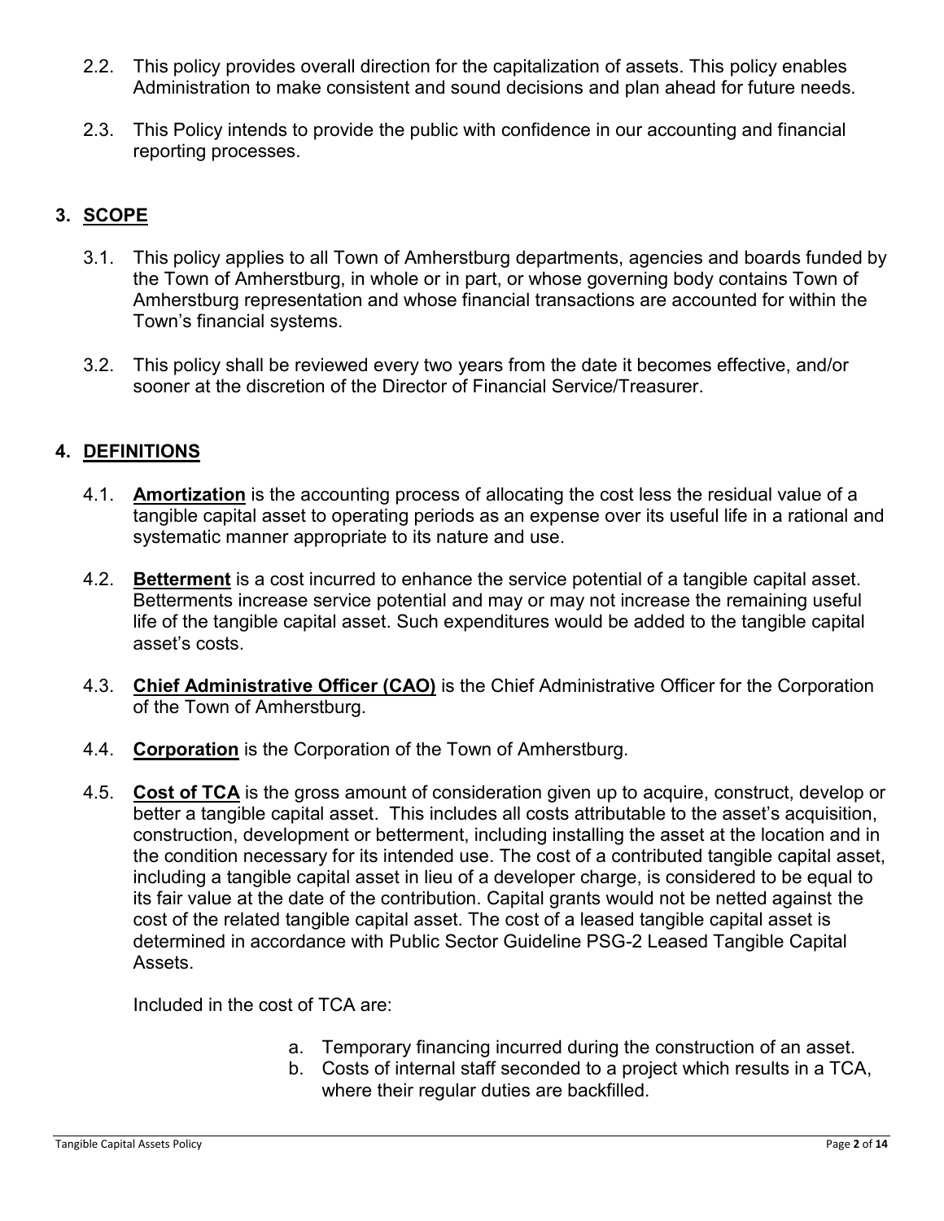2.2. This policy provides overall direction for the capitalization of assets. This policy enables Administration to make consistent and sound decisions and plan ahead for future needs.

2.3. This Policy intends to provide the public with confidence in our accounting and financial reporting processes.

## 3. SCOPE

3.1. This policy applies to all Town of Amherstburg departments, agencies and boards funded by the Town of Amherstburg, in whole or in part, or whose governing body contains Town of Amherstburg representation and whose financial transactions are accounted for within the Town's financial systems.

3.2. This policy shall be reviewed every two years from the date it becomes effective, and/or sooner at the discretion of the Director of Financial Service/Treasurer.

## 4. DEFINITIONS

4.1. **Amortization** is the accounting process of allocating the cost less the residual value of a tangible capital asset to operating periods as an expense over its useful life in a rational and systematic manner appropriate to its nature and use.

4.2. **Betterment** is a cost incurred to enhance the service potential of a tangible capital asset. Betterments increase service potential and may or may not increase the remaining useful life of the tangible capital asset. Such expenditures would be added to the tangible capital asset's costs.

4.3. **Chief Administrative Officer (CAO)** is the Chief Administrative Officer for the Corporation of the Town of Amherstburg.

4.4. **Corporation** is the Corporation of the Town of Amherstburg.

4.5. **Cost of TCA** is the gross amount of consideration given up to acquire, construct, develop or better a tangible capital asset. This includes all costs attributable to the asset's acquisition, construction, development or betterment, including installing the asset at the location and in the condition necessary for its intended use. The cost of a contributed tangible capital asset, including a tangible capital asset in lieu of a developer charge, is considered to be equal to its fair value at the date of the contribution. Capital grants would not be netted against the cost of the related tangible capital asset. The cost of a leased tangible capital asset is determined in accordance with Public Sector Guideline PSG-2 Leased Tangible Capital Assets.

Included in the cost of TCA are:

a. Temporary financing incurred during the construction of an asset.
b. Costs of internal staff seconded to a project which results in a TCA, where their regular duties are backfilled.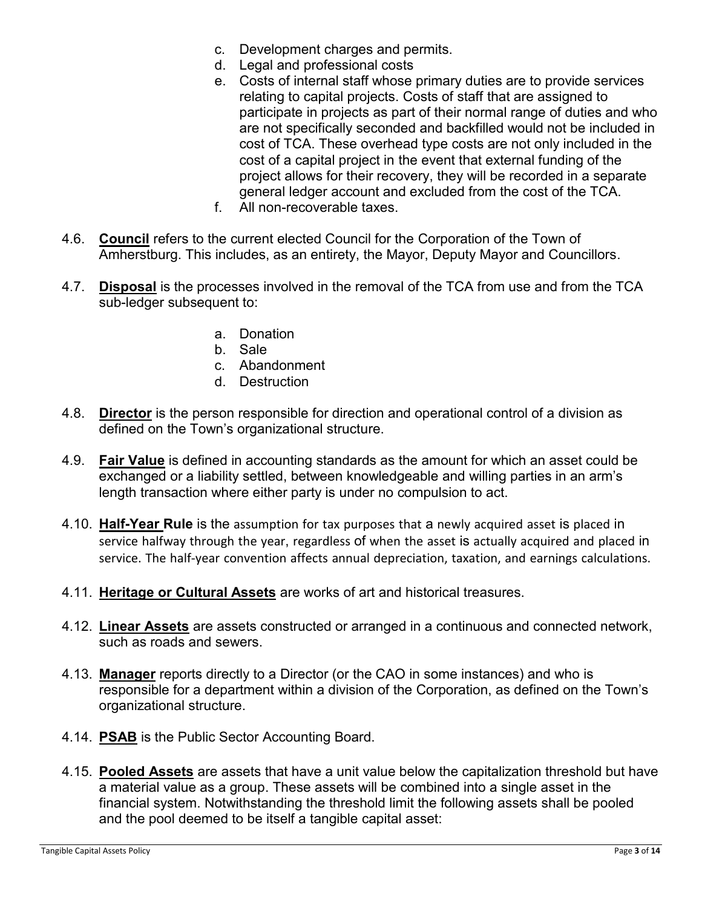c. Development charges and permits.
d. Legal and professional costs
e. Costs of internal staff whose primary duties are to provide services relating to capital projects. Costs of staff that are assigned to participate in projects as part of their normal range of duties and who are not specifically seconded and backfilled would not be included in cost of TCA. These overhead type costs are not only included in the cost of a capital project in the event that external funding of the project allows for their recovery, they will be recorded in a separate general ledger account and excluded from the cost of the TCA.
f. All non-recoverable taxes.

4.6. **Council** refers to the current elected Council for the Corporation of the Town of Amherstburg. This includes, as an entirety, the Mayor, Deputy Mayor and Councillors.

4.7. **Disposal** is the processes involved in the removal of the TCA from use and from the TCA sub-ledger subsequent to:

a. Donation
b. Sale
c. Abandonment
d. Destruction

4.8. **Director** is the person responsible for direction and operational control of a division as defined on the Town's organizational structure.

4.9. **Fair Value** is defined in accounting standards as the amount for which an asset could be exchanged or a liability settled, between knowledgeable and willing parties in an arm's length transaction where either party is under no compulsion to act.

4.10. **Half-Year Rule** is the assumption for tax purposes that a newly acquired asset is placed in service halfway through the year, regardless of when the asset is actually acquired and placed in service. The half-year convention affects annual depreciation, taxation, and earnings calculations.

4.11. **Heritage or Cultural Assets** are works of art and historical treasures.

4.12. **Linear Assets** are assets constructed or arranged in a continuous and connected network, such as roads and sewers.

4.13. **Manager** reports directly to a Director (or the CAO in some instances) and who is responsible for a department within a division of the Corporation, as defined on the Town's organizational structure.

4.14. **PSAB** is the Public Sector Accounting Board.

4.15. **Pooled Assets** are assets that have a unit value below the capitalization threshold but have a material value as a group. These assets will be combined into a single asset in the financial system. Notwithstanding the threshold limit the following assets shall be pooled and the pool deemed to be itself a tangible capital asset: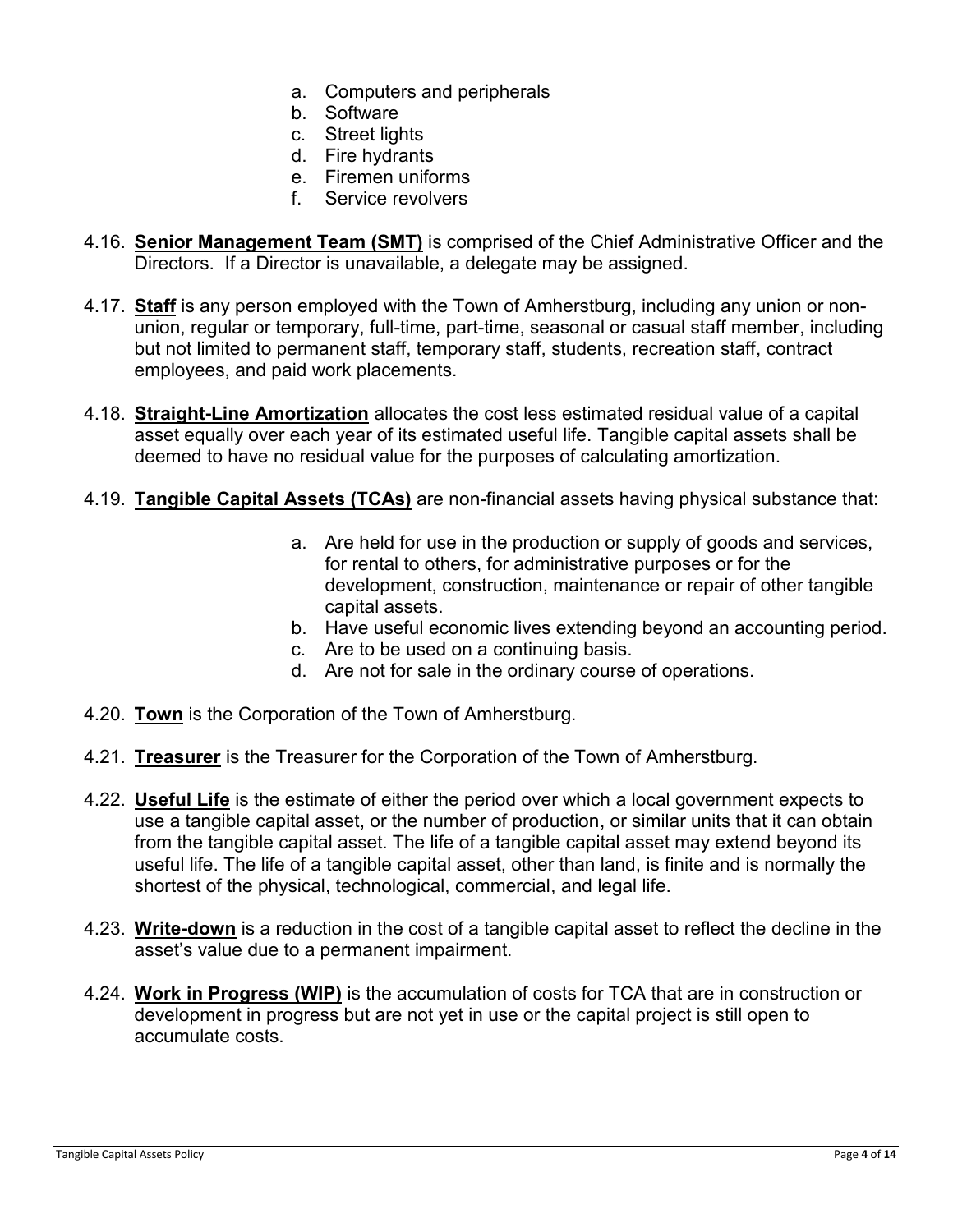a. Computers and peripherals
b. Software
c. Street lights
d. Fire hydrants
e. Firemen uniforms
f. Service revolvers

4.16. **Senior Management Team (SMT)** is comprised of the Chief Administrative Officer and the Directors. If a Director is unavailable, a delegate may be assigned.

4.17. **Staff** is any person employed with the Town of Amherstburg, including any union or non-union, regular or temporary, full-time, part-time, seasonal or casual staff member, including but not limited to permanent staff, temporary staff, students, recreation staff, contract employees, and paid work placements.

4.18. **Straight-Line Amortization** allocates the cost less estimated residual value of a capital asset equally over each year of its estimated useful life. Tangible capital assets shall be deemed to have no residual value for the purposes of calculating amortization.

4.19. **Tangible Capital Assets (TCAs)** are non-financial assets having physical substance that:

a. Are held for use in the production or supply of goods and services, for rental to others, for administrative purposes or for the development, construction, maintenance or repair of other tangible capital assets.
b. Have useful economic lives extending beyond an accounting period.
c. Are to be used on a continuing basis.
d. Are not for sale in the ordinary course of operations.

4.20. **Town** is the Corporation of the Town of Amherstburg.

4.21. **Treasurer** is the Treasurer for the Corporation of the Town of Amherstburg.

4.22. **Useful Life** is the estimate of either the period over which a local government expects to use a tangible capital asset, or the number of production, or similar units that it can obtain from the tangible capital asset. The life of a tangible capital asset may extend beyond its useful life. The life of a tangible capital asset, other than land, is finite and is normally the shortest of the physical, technological, commercial, and legal life.

4.23. **Write-down** is a reduction in the cost of a tangible capital asset to reflect the decline in the asset's value due to a permanent impairment.

4.24. **Work in Progress (WIP)** is the accumulation of costs for TCA that are in construction or development in progress but are not yet in use or the capital project is still open to accumulate costs.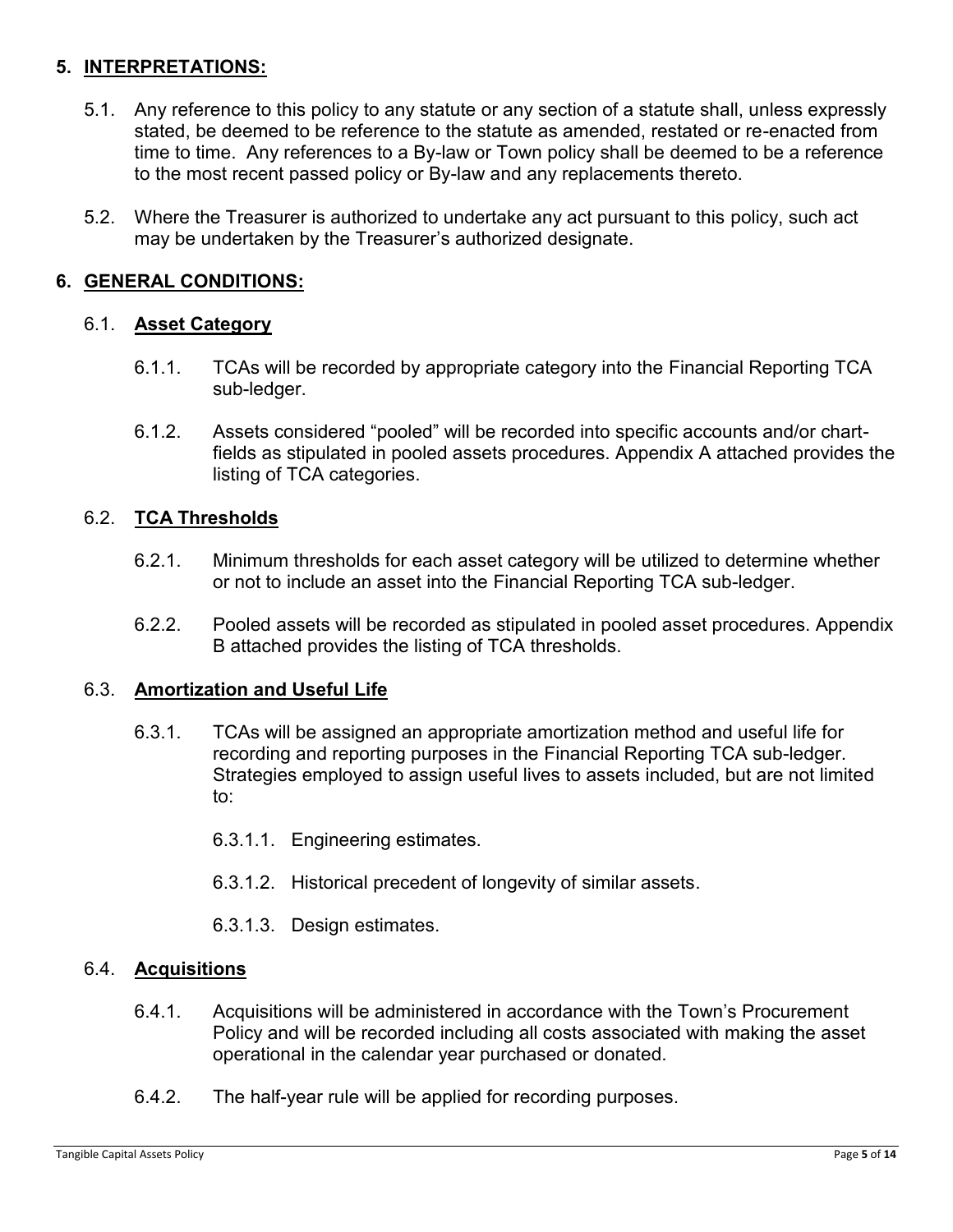## 5. INTERPRETATIONS:

5.1. Any reference to this policy to any statute or any section of a statute shall, unless expressly stated, be deemed to be reference to the statute as amended, restated or re-enacted from time to time. Any references to a By-law or Town policy shall be deemed to be a reference to the most recent passed policy or By-law and any replacements thereto.

5.2. Where the Treasurer is authorized to undertake any act pursuant to this policy, such act may be undertaken by the Treasurer's authorized designate.

## 6. GENERAL CONDITIONS:

### 6.1. Asset Category

6.1.1. TCAs will be recorded by appropriate category into the Financial Reporting TCA sub-ledger.

6.1.2. Assets considered "pooled" will be recorded into specific accounts and/or chart-fields as stipulated in pooled assets procedures. Appendix A attached provides the listing of TCA categories.

### 6.2. TCA Thresholds

6.2.1. Minimum thresholds for each asset category will be utilized to determine whether or not to include an asset into the Financial Reporting TCA sub-ledger.

6.2.2. Pooled assets will be recorded as stipulated in pooled asset procedures. Appendix B attached provides the listing of TCA thresholds.

### 6.3. Amortization and Useful Life

6.3.1. TCAs will be assigned an appropriate amortization method and useful life for recording and reporting purposes in the Financial Reporting TCA sub-ledger. Strategies employed to assign useful lives to assets included, but are not limited to:

6.3.1.1. Engineering estimates.

6.3.1.2. Historical precedent of longevity of similar assets.

6.3.1.3. Design estimates.

### 6.4. Acquisitions

6.4.1. Acquisitions will be administered in accordance with the Town's Procurement Policy and will be recorded including all costs associated with making the asset operational in the calendar year purchased or donated.

6.4.2. The half-year rule will be applied for recording purposes.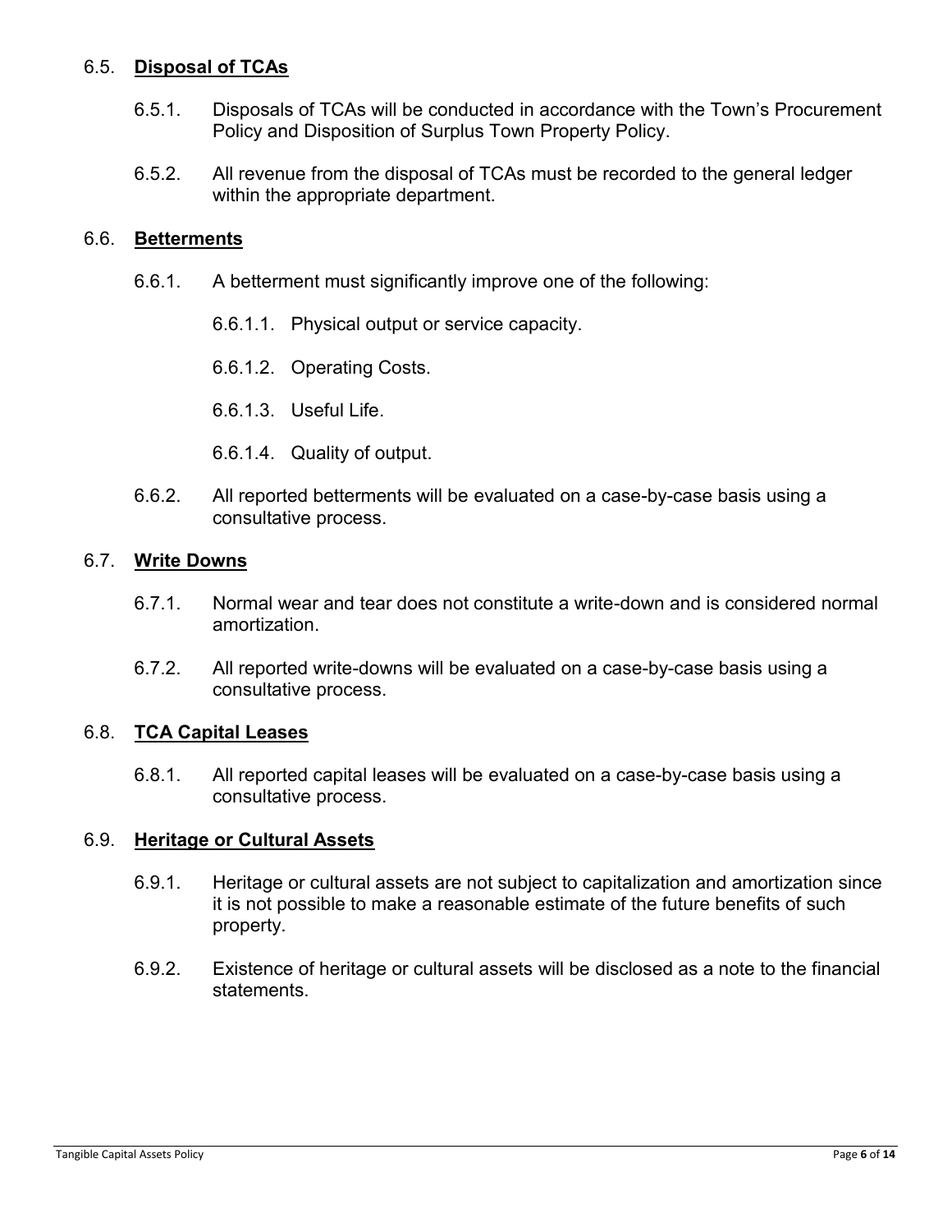### 6.5. **Disposal of TCAs**

6.5.1. Disposals of TCAs will be conducted in accordance with the Town's Procurement Policy and Disposition of Surplus Town Property Policy.

6.5.2. All revenue from the disposal of TCAs must be recorded to the general ledger within the appropriate department.

### 6.6. **Betterments**

6.6.1. A betterment must significantly improve one of the following:

6.6.1.1. Physical output or service capacity.

6.6.1.2. Operating Costs.

6.6.1.3. Useful Life.

6.6.1.4. Quality of output.

6.6.2. All reported betterments will be evaluated on a case-by-case basis using a consultative process.

### 6.7. **Write Downs**

6.7.1. Normal wear and tear does not constitute a write-down and is considered normal amortization.

6.7.2. All reported write-downs will be evaluated on a case-by-case basis using a consultative process.

### 6.8. **TCA Capital Leases**

6.8.1. All reported capital leases will be evaluated on a case-by-case basis using a consultative process.

### 6.9. **Heritage or Cultural Assets**

6.9.1. Heritage or cultural assets are not subject to capitalization and amortization since it is not possible to make a reasonable estimate of the future benefits of such property.

6.9.2. Existence of heritage or cultural assets will be disclosed as a note to the financial statements.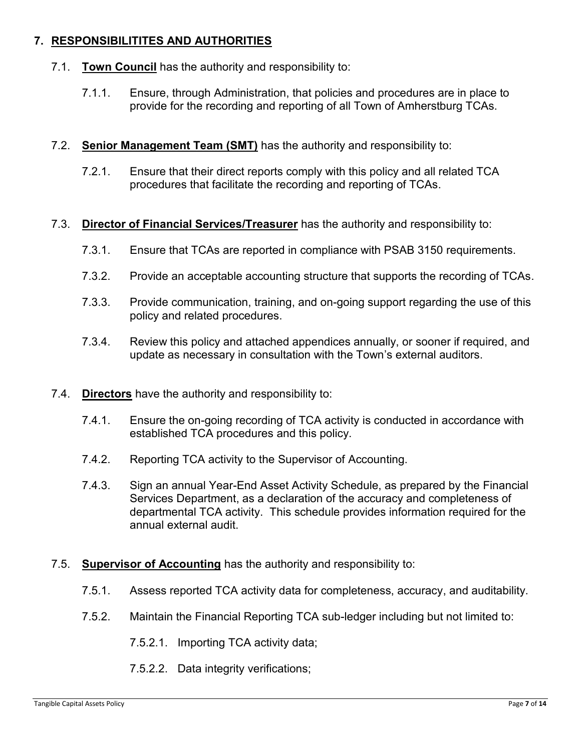## 7. RESPONSIBILITITES AND AUTHORITIES

7.1. **Town Council** has the authority and responsibility to:

7.1.1. Ensure, through Administration, that policies and procedures are in place to provide for the recording and reporting of all Town of Amherstburg TCAs.

7.2. **Senior Management Team (SMT)** has the authority and responsibility to:

7.2.1. Ensure that their direct reports comply with this policy and all related TCA procedures that facilitate the recording and reporting of TCAs.

7.3. **Director of Financial Services/Treasurer** has the authority and responsibility to:

7.3.1. Ensure that TCAs are reported in compliance with PSAB 3150 requirements.

7.3.2. Provide an acceptable accounting structure that supports the recording of TCAs.

7.3.3. Provide communication, training, and on-going support regarding the use of this policy and related procedures.

7.3.4. Review this policy and attached appendices annually, or sooner if required, and update as necessary in consultation with the Town's external auditors.

7.4. **Directors** have the authority and responsibility to:

7.4.1. Ensure the on-going recording of TCA activity is conducted in accordance with established TCA procedures and this policy.

7.4.2. Reporting TCA activity to the Supervisor of Accounting.

7.4.3. Sign an annual Year-End Asset Activity Schedule, as prepared by the Financial Services Department, as a declaration of the accuracy and completeness of departmental TCA activity. This schedule provides information required for the annual external audit.

7.5. **Supervisor of Accounting** has the authority and responsibility to:

7.5.1. Assess reported TCA activity data for completeness, accuracy, and auditability.

7.5.2. Maintain the Financial Reporting TCA sub-ledger including but not limited to:

7.5.2.1. Importing TCA activity data;

7.5.2.2. Data integrity verifications;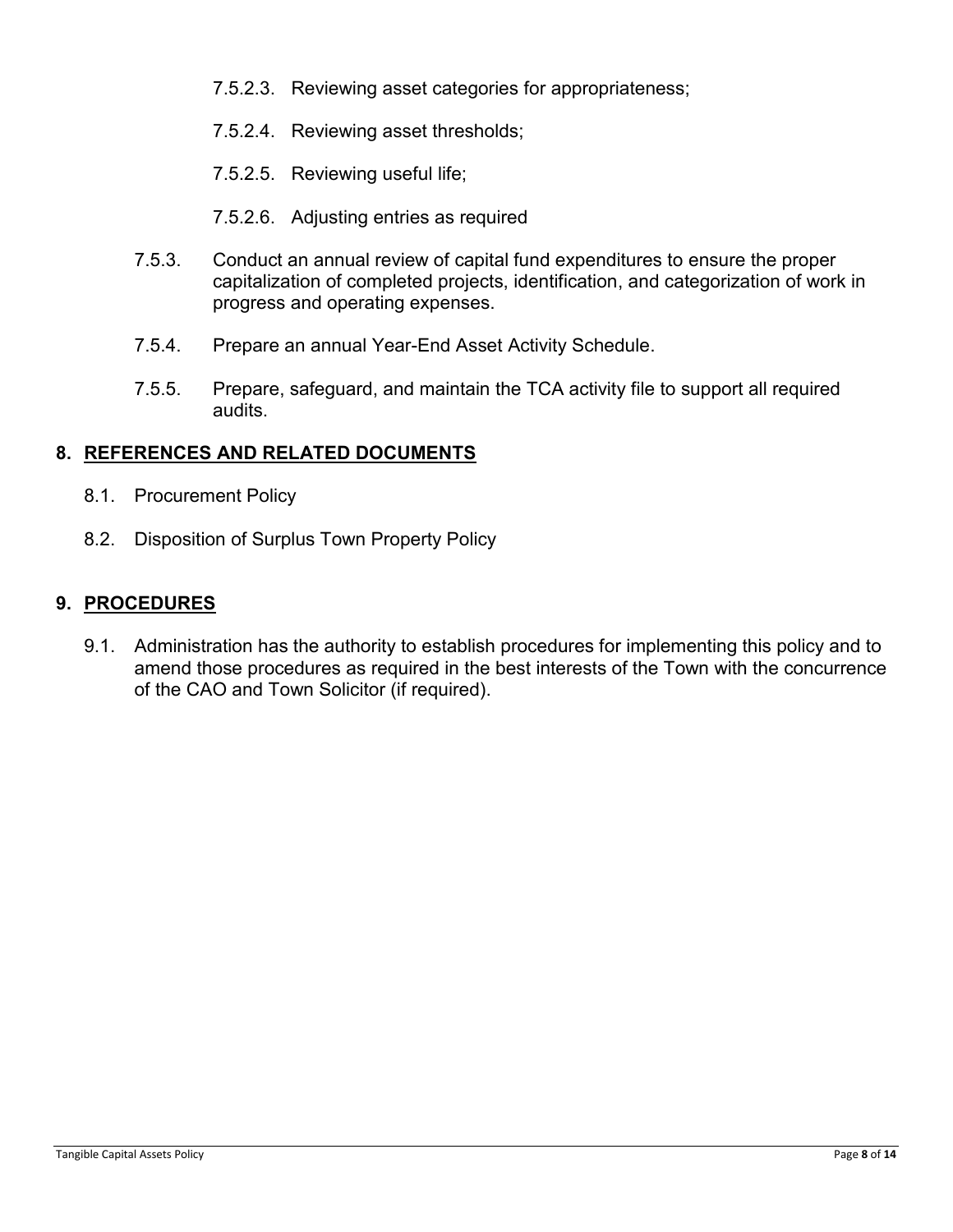7.5.2.3. Reviewing asset categories for appropriateness;

7.5.2.4. Reviewing asset thresholds;

7.5.2.5. Reviewing useful life;

7.5.2.6. Adjusting entries as required

7.5.3. Conduct an annual review of capital fund expenditures to ensure the proper capitalization of completed projects, identification, and categorization of work in progress and operating expenses.

7.5.4. Prepare an annual Year-End Asset Activity Schedule.

7.5.5. Prepare, safeguard, and maintain the TCA activity file to support all required audits.

## 8. REFERENCES AND RELATED DOCUMENTS

8.1. Procurement Policy

8.2. Disposition of Surplus Town Property Policy

## 9. PROCEDURES

9.1. Administration has the authority to establish procedures for implementing this policy and to amend those procedures as required in the best interests of the Town with the concurrence of the CAO and Town Solicitor (if required).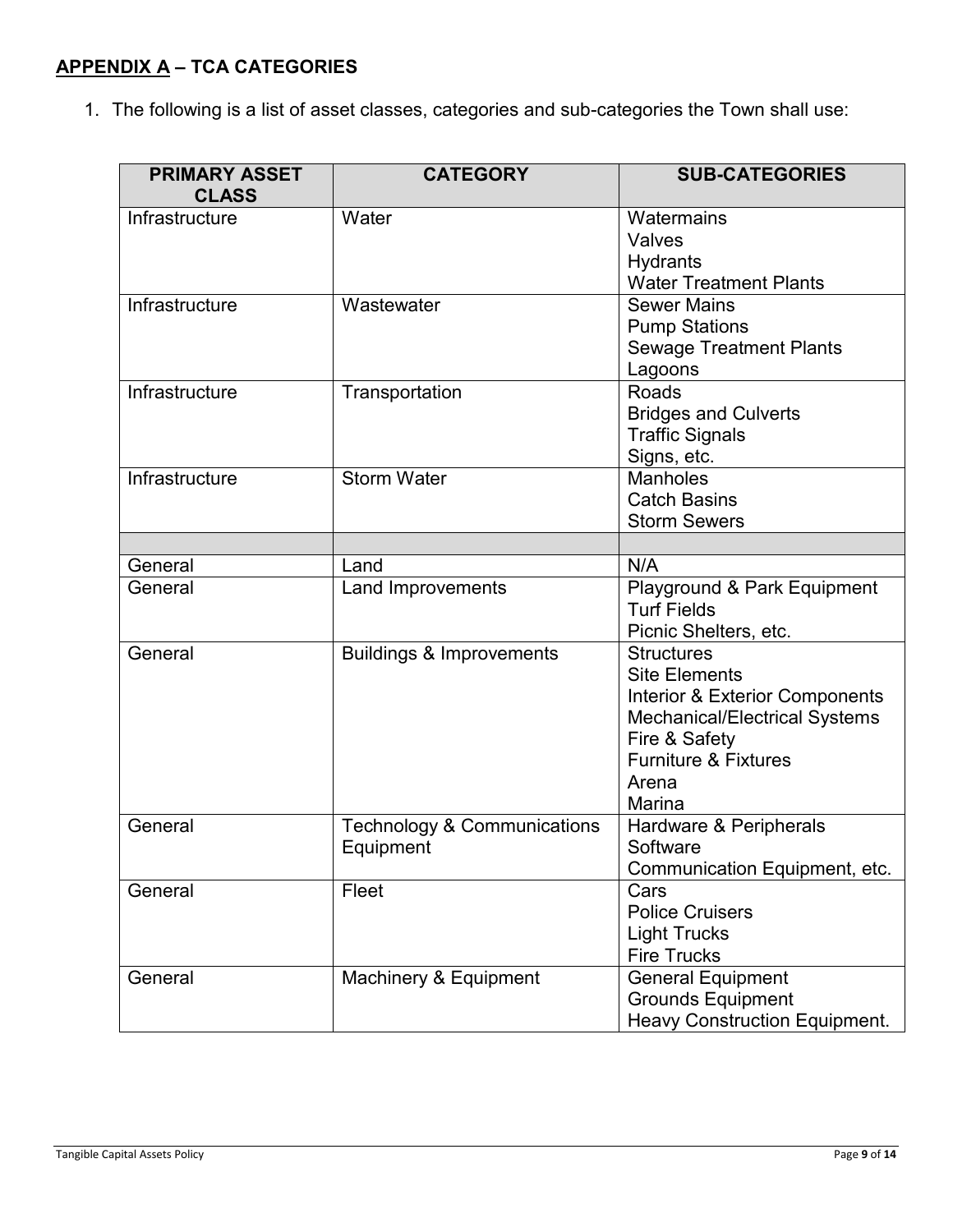## **APPENDIX A – TCA CATEGORIES**

1. The following is a list of asset classes, categories and sub-categories the Town shall use:

| PRIMARY ASSET CLASS | CATEGORY | SUB-CATEGORIES |
|---|---|---|
| Infrastructure | Water | Watermains<br>Valves<br>Hydrants<br>Water Treatment Plants |
| Infrastructure | Wastewater | Sewer Mains<br>Pump Stations<br>Sewage Treatment Plants<br>Lagoons |
| Infrastructure | Transportation | Roads<br>Bridges and Culverts<br>Traffic Signals<br>Signs, etc. |
| Infrastructure | Storm Water | Manholes<br>Catch Basins<br>Storm Sewers |
| | | |
| General | Land | N/A |
| General | Land Improvements | Playground & Park Equipment<br>Turf Fields<br>Picnic Shelters, etc. |
| General | Buildings & Improvements | Structures<br>Site Elements<br>Interior & Exterior Components<br>Mechanical/Electrical Systems<br>Fire & Safety<br>Furniture & Fixtures<br>Arena<br>Marina |
| General | Technology & Communications Equipment | Hardware & Peripherals<br>Software<br>Communication Equipment, etc. |
| General | Fleet | Cars<br>Police Cruisers<br>Light Trucks<br>Fire Trucks |
| General | Machinery & Equipment | General Equipment<br>Grounds Equipment<br>Heavy Construction Equipment. |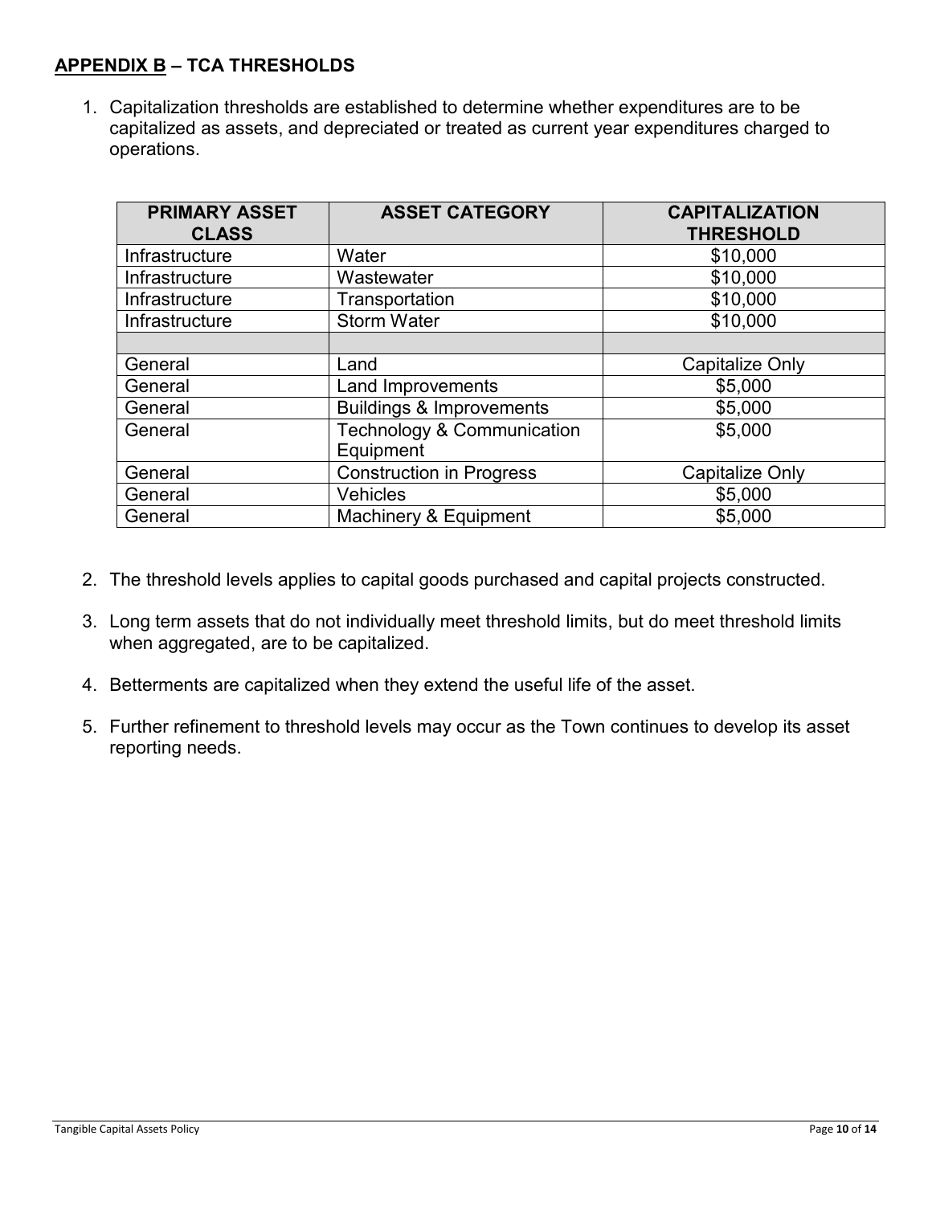## **<u>APPENDIX B</u> – TCA THRESHOLDS**

1. Capitalization thresholds are established to determine whether expenditures are to be capitalized as assets, and depreciated or treated as current year expenditures charged to operations.

| PRIMARY ASSET CLASS | ASSET CATEGORY | CAPITALIZATION THRESHOLD |
|---|---|---|
| Infrastructure | Water | $10,000 |
| Infrastructure | Wastewater | $10,000 |
| Infrastructure | Transportation | $10,000 |
| Infrastructure | Storm Water | $10,000 |
| | | |
| General | Land | Capitalize Only |
| General | Land Improvements | $5,000 |
| General | Buildings & Improvements | $5,000 |
| General | Technology & Communication Equipment | $5,000 |
| General | Construction in Progress | Capitalize Only |
| General | Vehicles | $5,000 |
| General | Machinery & Equipment | $5,000 |

2. The threshold levels applies to capital goods purchased and capital projects constructed.

3. Long term assets that do not individually meet threshold limits, but do meet threshold limits when aggregated, are to be capitalized.

4. Betterments are capitalized when they extend the useful life of the asset.

5. Further refinement to threshold levels may occur as the Town continues to develop its asset reporting needs.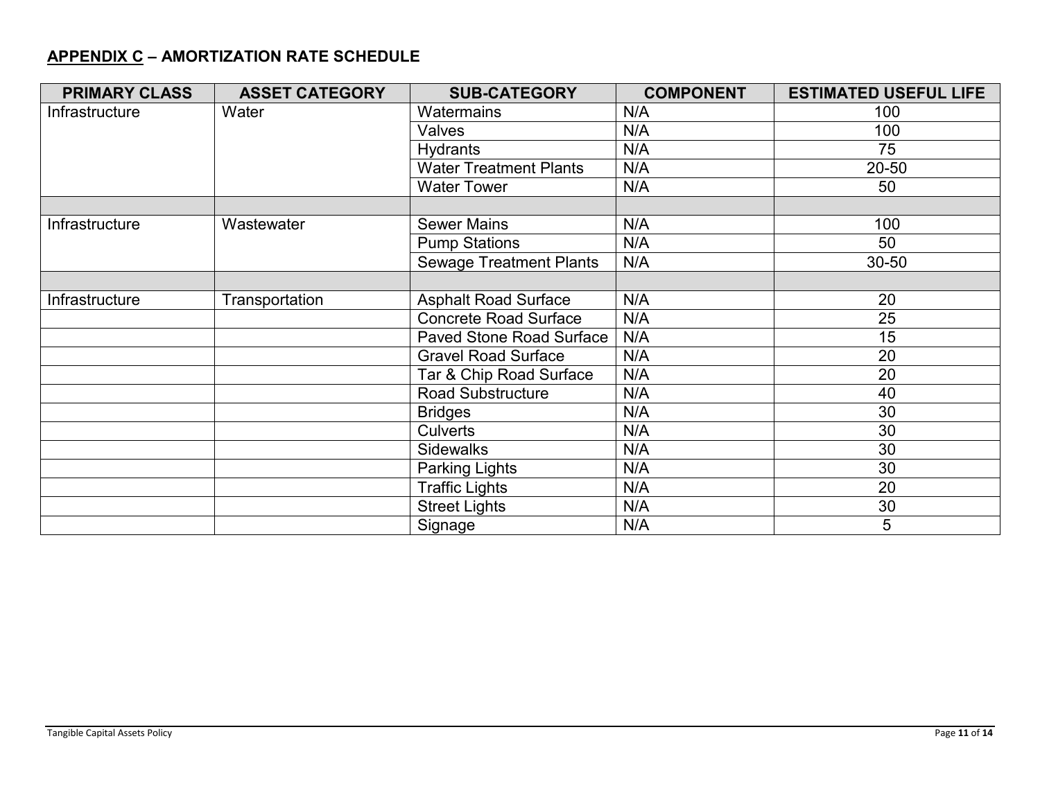## APPENDIX C – AMORTIZATION RATE SCHEDULE

| PRIMARY CLASS | ASSET CATEGORY | SUB-CATEGORY | COMPONENT | ESTIMATED USEFUL LIFE |
|---|---|---|---|---|
| Infrastructure | Water | Watermains | N/A | 100 |
| | | Valves | N/A | 100 |
| | | Hydrants | N/A | 75 |
| | | Water Treatment Plants | N/A | 20-50 |
| | | Water Tower | N/A | 50 |
| | | | | |
| Infrastructure | Wastewater | Sewer Mains | N/A | 100 |
| | | Pump Stations | N/A | 50 |
| | | Sewage Treatment Plants | N/A | 30-50 |
| | | | | |
| Infrastructure | Transportation | Asphalt Road Surface | N/A | 20 |
| | | Concrete Road Surface | N/A | 25 |
| | | Paved Stone Road Surface | N/A | 15 |
| | | Gravel Road Surface | N/A | 20 |
| | | Tar & Chip Road Surface | N/A | 20 |
| | | Road Substructure | N/A | 40 |
| | | Bridges | N/A | 30 |
| | | Culverts | N/A | 30 |
| | | Sidewalks | N/A | 30 |
| | | Parking Lights | N/A | 30 |
| | | Traffic Lights | N/A | 20 |
| | | Street Lights | N/A | 30 |
| | | Signage | N/A | 5 |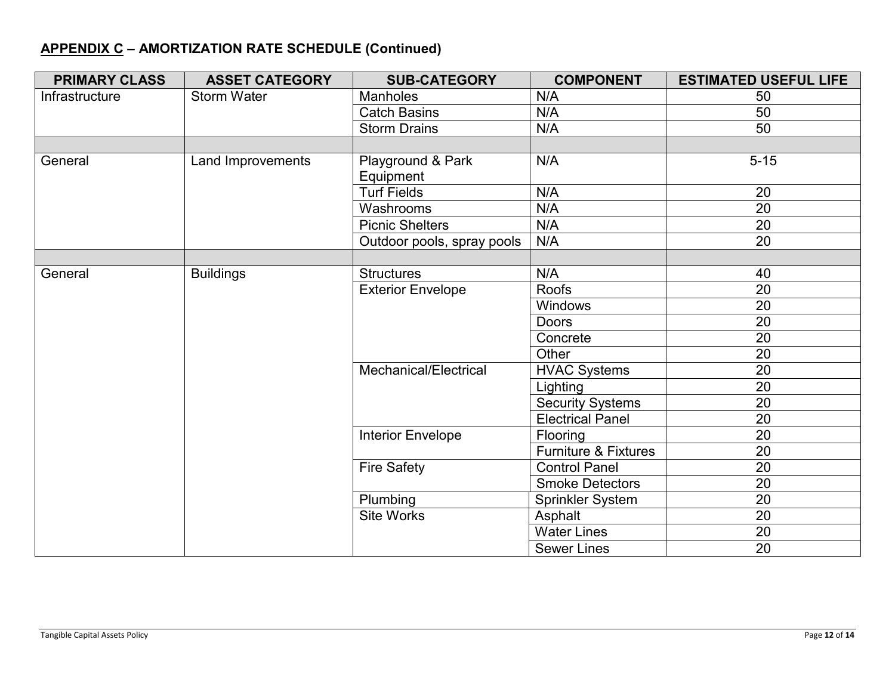**<u>APPENDIX C</u> – AMORTIZATION RATE SCHEDULE (Continued)**

| PRIMARY CLASS | ASSET CATEGORY | SUB-CATEGORY | COMPONENT | ESTIMATED USEFUL LIFE |
|---|---|---|---|---|
| Infrastructure | Storm Water | Manholes | N/A | 50 |
| | | Catch Basins | N/A | 50 |
| | | Storm Drains | N/A | 50 |
| | | | | |
| General | Land Improvements | Playground & Park Equipment | N/A | 5-15 |
| | | Turf Fields | N/A | 20 |
| | | Washrooms | N/A | 20 |
| | | Picnic Shelters | N/A | 20 |
| | | Outdoor pools, spray pools | N/A | 20 |
| | | | | |
| General | Buildings | Structures | N/A | 40 |
| | | Exterior Envelope | Roofs | 20 |
| | | | Windows | 20 |
| | | | Doors | 20 |
| | | | Concrete | 20 |
| | | | Other | 20 |
| | | Mechanical/Electrical | HVAC Systems | 20 |
| | | | Lighting | 20 |
| | | | Security Systems | 20 |
| | | | Electrical Panel | 20 |
| | | Interior Envelope | Flooring | 20 |
| | | | Furniture & Fixtures | 20 |
| | | Fire Safety | Control Panel | 20 |
| | | | Smoke Detectors | 20 |
| | | Plumbing | Sprinkler System | 20 |
| | | Site Works | Asphalt | 20 |
| | | | Water Lines | 20 |
| | | | Sewer Lines | 20 |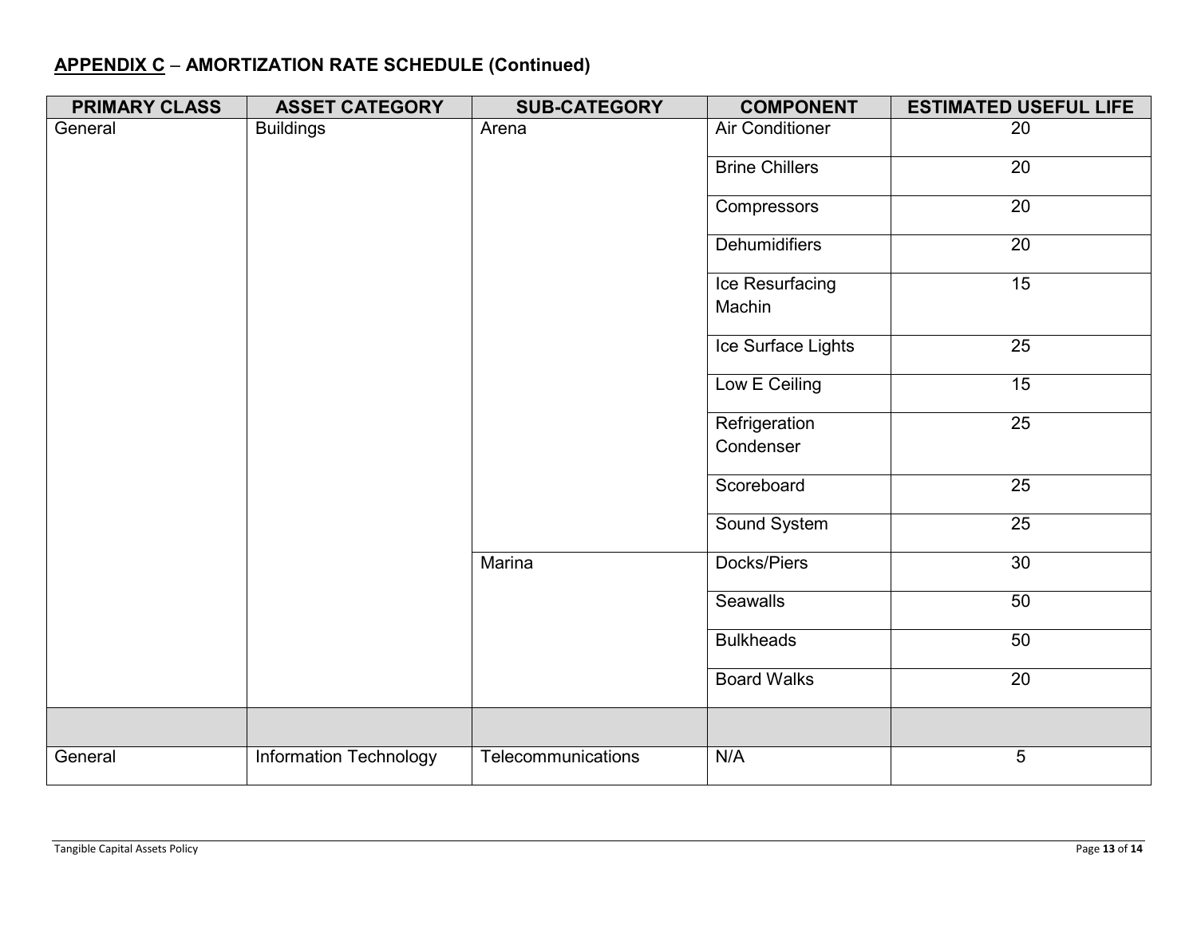**<u>APPENDIX C</u> – AMORTIZATION RATE SCHEDULE (Continued)**

| PRIMARY CLASS | ASSET CATEGORY | SUB-CATEGORY | COMPONENT | ESTIMATED USEFUL LIFE |
|---|---|---|---|---|
| General | Buildings | Arena | Air Conditioner | 20 |
| | | | Brine Chillers | 20 |
| | | | Compressors | 20 |
| | | | Dehumidifiers | 20 |
| | | | Ice Resurfacing Machin | 15 |
| | | | Ice Surface Lights | 25 |
| | | | Low E Ceiling | 15 |
| | | | Refrigeration Condenser | 25 |
| | | | Scoreboard | 25 |
| | | | Sound System | 25 |
| | | Marina | Docks/Piers | 30 |
| | | | Seawalls | 50 |
| | | | Bulkheads | 50 |
| | | | Board Walks | 20 |
| | | | | |
| General | Information Technology | Telecommunications | N/A | 5 |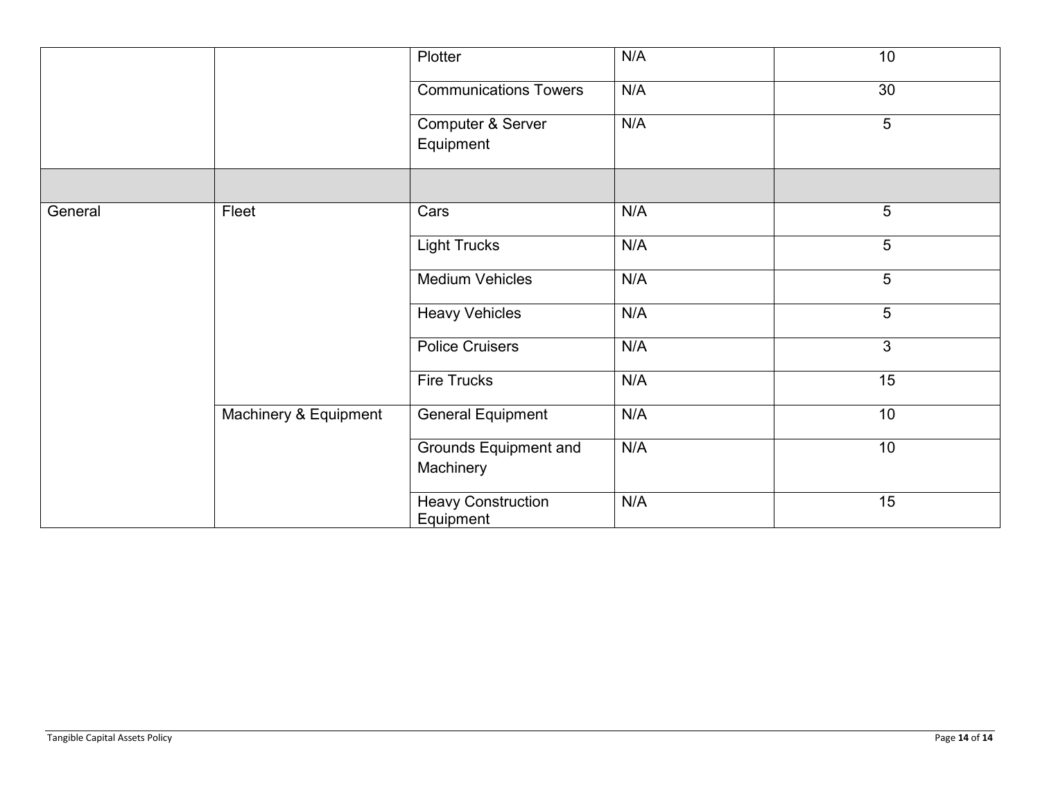| | | | | |
|---|---|---|---|---|
| | | Plotter | N/A | 10 |
| | | Communications Towers | N/A | 30 |
| | | Computer & Server Equipment | N/A | 5 |
| | | | | |
| General | Fleet | Cars | N/A | 5 |
| | | Light Trucks | N/A | 5 |
| | | Medium Vehicles | N/A | 5 |
| | | Heavy Vehicles | N/A | 5 |
| | | Police Cruisers | N/A | 3 |
| | | Fire Trucks | N/A | 15 |
| | Machinery & Equipment | General Equipment | N/A | 10 |
| | | Grounds Equipment and Machinery | N/A | 10 |
| | | Heavy Construction Equipment | N/A | 15 |